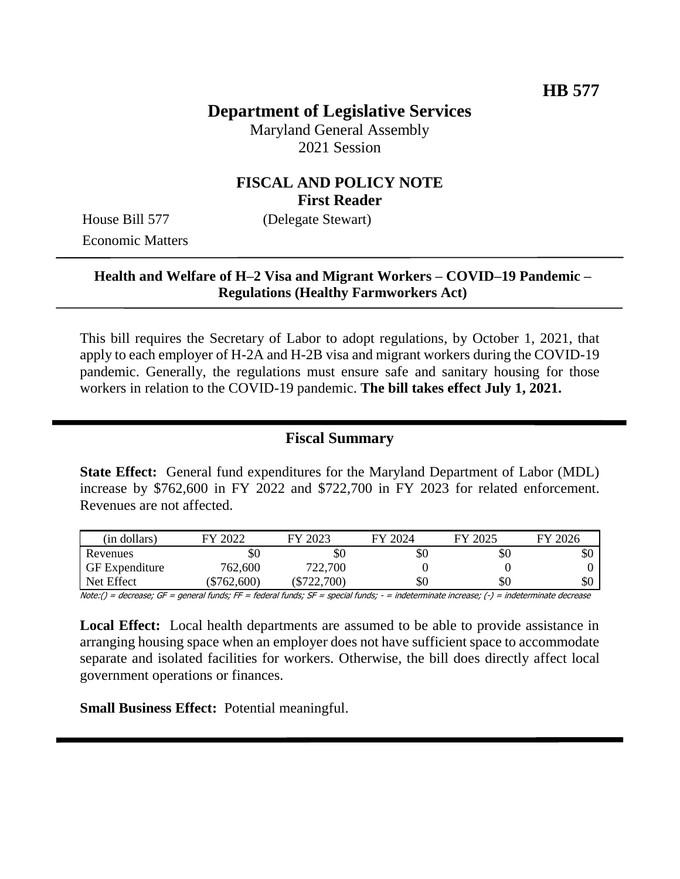**HB 577**

# Department of Legislative Services

Maryland General Assembly
2021 Session

## FISCAL AND POLICY NOTE
**First Reader**

House Bill 577 (Delegate Stewart)
Economic Matters

---

**Health and Welfare of H–2 Visa and Migrant Workers – COVID–19 Pandemic – Regulations (Healthy Farmworkers Act)**

---

This bill requires the Secretary of Labor to adopt regulations, by October 1, 2021, that apply to each employer of H-2A and H-2B visa and migrant workers during the COVID-19 pandemic. Generally, the regulations must ensure safe and sanitary housing for those workers in relation to the COVID-19 pandemic. **The bill takes effect July 1, 2021.**

---

## Fiscal Summary

**State Effect:** General fund expenditures for the Maryland Department of Labor (MDL) increase by $762,600 in FY 2022 and $722,700 in FY 2023 for related enforcement. Revenues are not affected.

| (in dollars) | FY 2022 | FY 2023 | FY 2024 | FY 2025 | FY 2026 |
|---|---|---|---|---|---|
| Revenues | $0 | $0 | $0 | $0 | $0 |
| GF Expenditure | 762,600 | 722,700 | 0 | 0 | 0 |
| Net Effect | ($762,600) | ($722,700) | $0 | $0 | $0 |

*Note:() = decrease; GF = general funds; FF = federal funds; SF = special funds; - = indeterminate increase; (-) = indeterminate decrease*

**Local Effect:** Local health departments are assumed to be able to provide assistance in arranging housing space when an employer does not have sufficient space to accommodate separate and isolated facilities for workers. Otherwise, the bill does directly affect local government operations or finances.

**Small Business Effect:** Potential meaningful.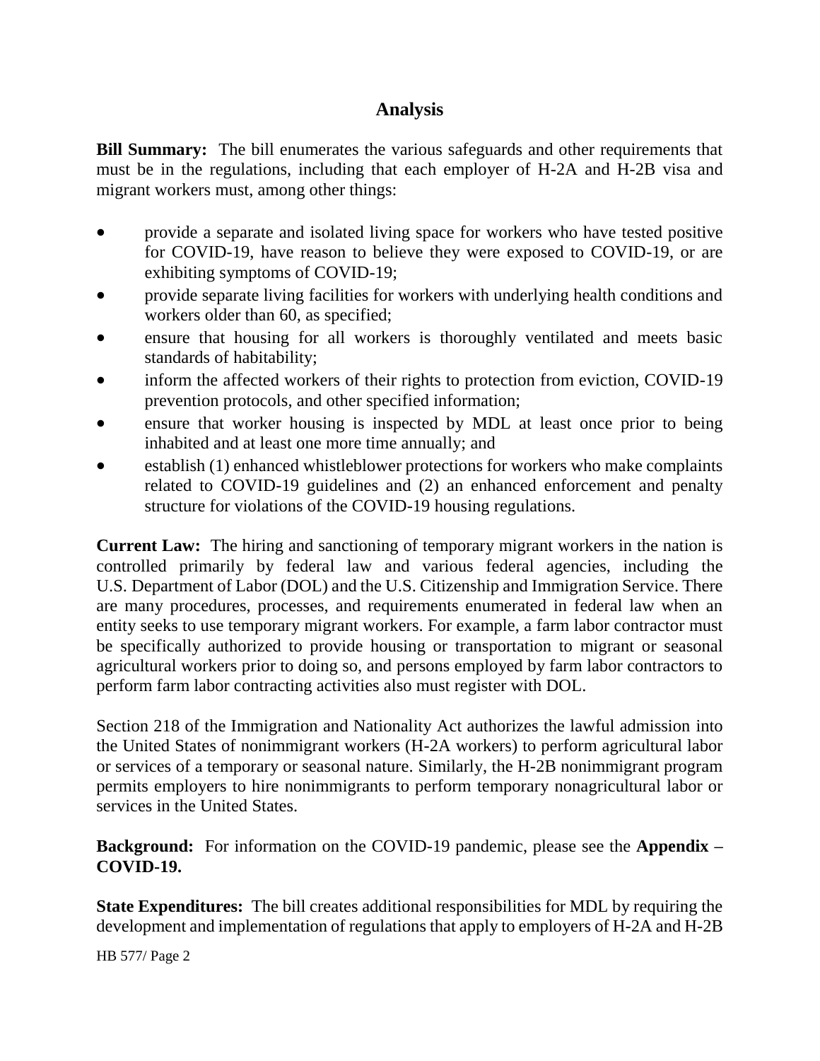## Analysis

**Bill Summary:** The bill enumerates the various safeguards and other requirements that must be in the regulations, including that each employer of H-2A and H-2B visa and migrant workers must, among other things:

- provide a separate and isolated living space for workers who have tested positive for COVID-19, have reason to believe they were exposed to COVID-19, or are exhibiting symptoms of COVID-19;
- provide separate living facilities for workers with underlying health conditions and workers older than 60, as specified;
- ensure that housing for all workers is thoroughly ventilated and meets basic standards of habitability;
- inform the affected workers of their rights to protection from eviction, COVID-19 prevention protocols, and other specified information;
- ensure that worker housing is inspected by MDL at least once prior to being inhabited and at least one more time annually; and
- establish (1) enhanced whistleblower protections for workers who make complaints related to COVID-19 guidelines and (2) an enhanced enforcement and penalty structure for violations of the COVID-19 housing regulations.

**Current Law:** The hiring and sanctioning of temporary migrant workers in the nation is controlled primarily by federal law and various federal agencies, including the U.S. Department of Labor (DOL) and the U.S. Citizenship and Immigration Service. There are many procedures, processes, and requirements enumerated in federal law when an entity seeks to use temporary migrant workers. For example, a farm labor contractor must be specifically authorized to provide housing or transportation to migrant or seasonal agricultural workers prior to doing so, and persons employed by farm labor contractors to perform farm labor contracting activities also must register with DOL.

Section 218 of the Immigration and Nationality Act authorizes the lawful admission into the United States of nonimmigrant workers (H-2A workers) to perform agricultural labor or services of a temporary or seasonal nature. Similarly, the H-2B nonimmigrant program permits employers to hire nonimmigrants to perform temporary nonagricultural labor or services in the United States.

**Background:** For information on the COVID-19 pandemic, please see the **Appendix – COVID-19.**

**State Expenditures:** The bill creates additional responsibilities for MDL by requiring the development and implementation of regulations that apply to employers of H-2A and H-2B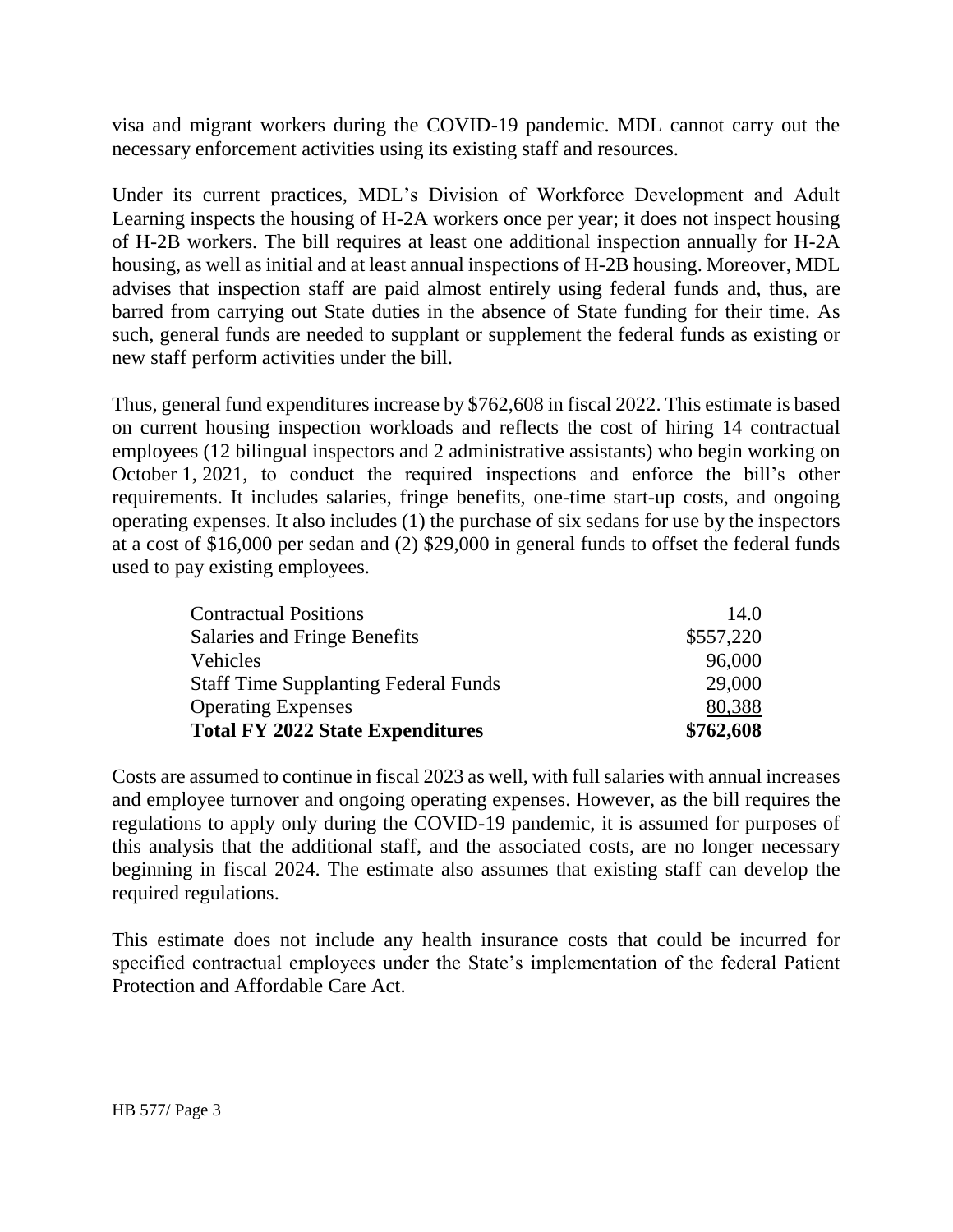visa and migrant workers during the COVID-19 pandemic. MDL cannot carry out the necessary enforcement activities using its existing staff and resources.

Under its current practices, MDL's Division of Workforce Development and Adult Learning inspects the housing of H-2A workers once per year; it does not inspect housing of H-2B workers. The bill requires at least one additional inspection annually for H-2A housing, as well as initial and at least annual inspections of H-2B housing. Moreover, MDL advises that inspection staff are paid almost entirely using federal funds and, thus, are barred from carrying out State duties in the absence of State funding for their time. As such, general funds are needed to supplant or supplement the federal funds as existing or new staff perform activities under the bill.

Thus, general fund expenditures increase by $762,608 in fiscal 2022. This estimate is based on current housing inspection workloads and reflects the cost of hiring 14 contractual employees (12 bilingual inspectors and 2 administrative assistants) who begin working on October 1, 2021, to conduct the required inspections and enforce the bill's other requirements. It includes salaries, fringe benefits, one-time start-up costs, and ongoing operating expenses. It also includes (1) the purchase of six sedans for use by the inspectors at a cost of $16,000 per sedan and (2) $29,000 in general funds to offset the federal funds used to pay existing employees.

| | |
|---|---:|
| Contractual Positions | 14.0 |
| Salaries and Fringe Benefits | $557,220 |
| Vehicles | 96,000 |
| Staff Time Supplanting Federal Funds | 29,000 |
| Operating Expenses | 80,388 |
| **Total FY 2022 State Expenditures** | **$762,608** |

Costs are assumed to continue in fiscal 2023 as well, with full salaries with annual increases and employee turnover and ongoing operating expenses. However, as the bill requires the regulations to apply only during the COVID-19 pandemic, it is assumed for purposes of this analysis that the additional staff, and the associated costs, are no longer necessary beginning in fiscal 2024. The estimate also assumes that existing staff can develop the required regulations.

This estimate does not include any health insurance costs that could be incurred for specified contractual employees under the State's implementation of the federal Patient Protection and Affordable Care Act.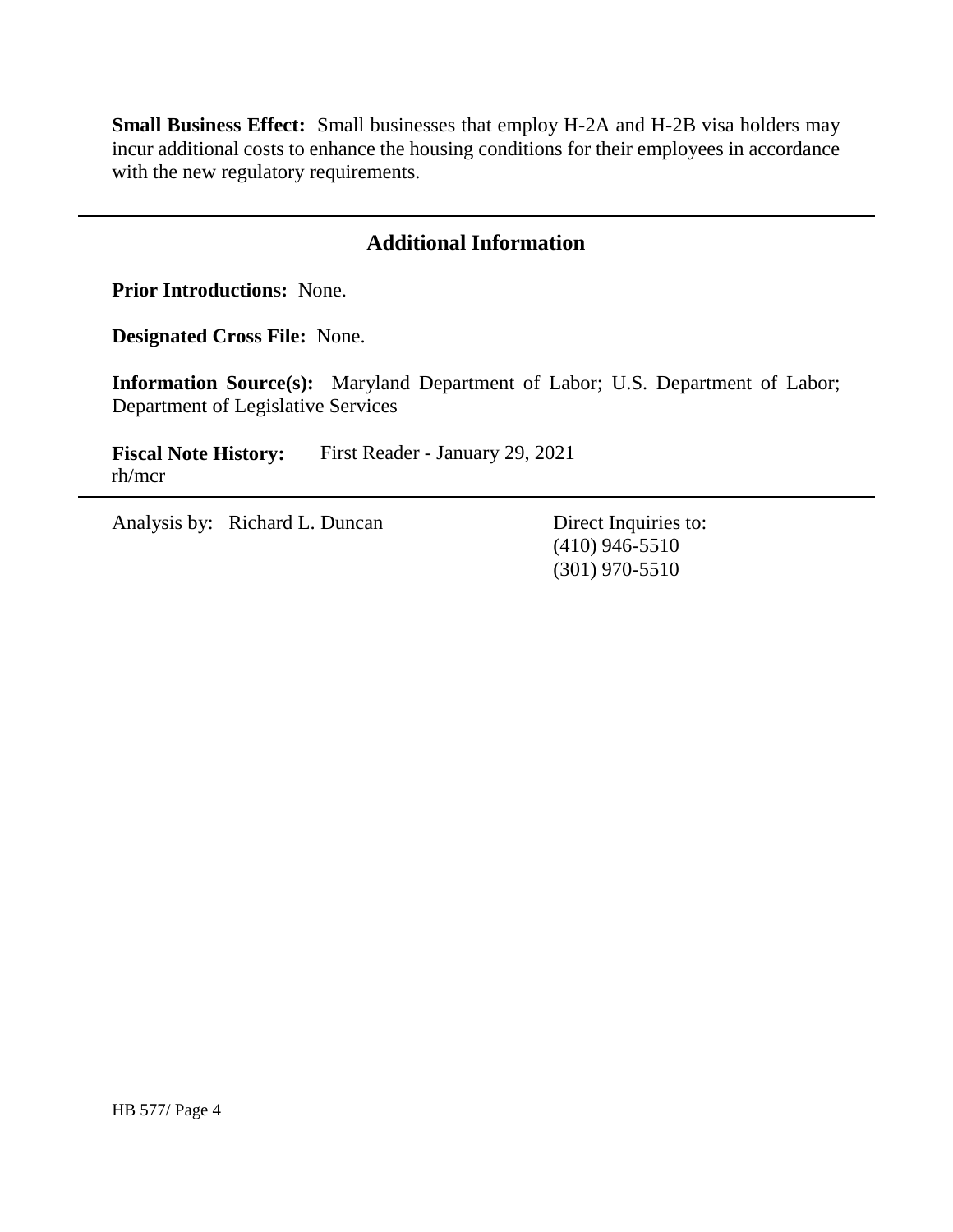**Small Business Effect:** Small businesses that employ H-2A and H-2B visa holders may incur additional costs to enhance the housing conditions for their employees in accordance with the new regulatory requirements.

## Additional Information

**Prior Introductions:** None.

**Designated Cross File:** None.

**Information Source(s):** Maryland Department of Labor; U.S. Department of Labor; Department of Legislative Services

**Fiscal Note History:** First Reader - January 29, 2021
rh/mcr

Analysis by: Richard L. Duncan

Direct Inquiries to:
(410) 946-5510
(301) 970-5510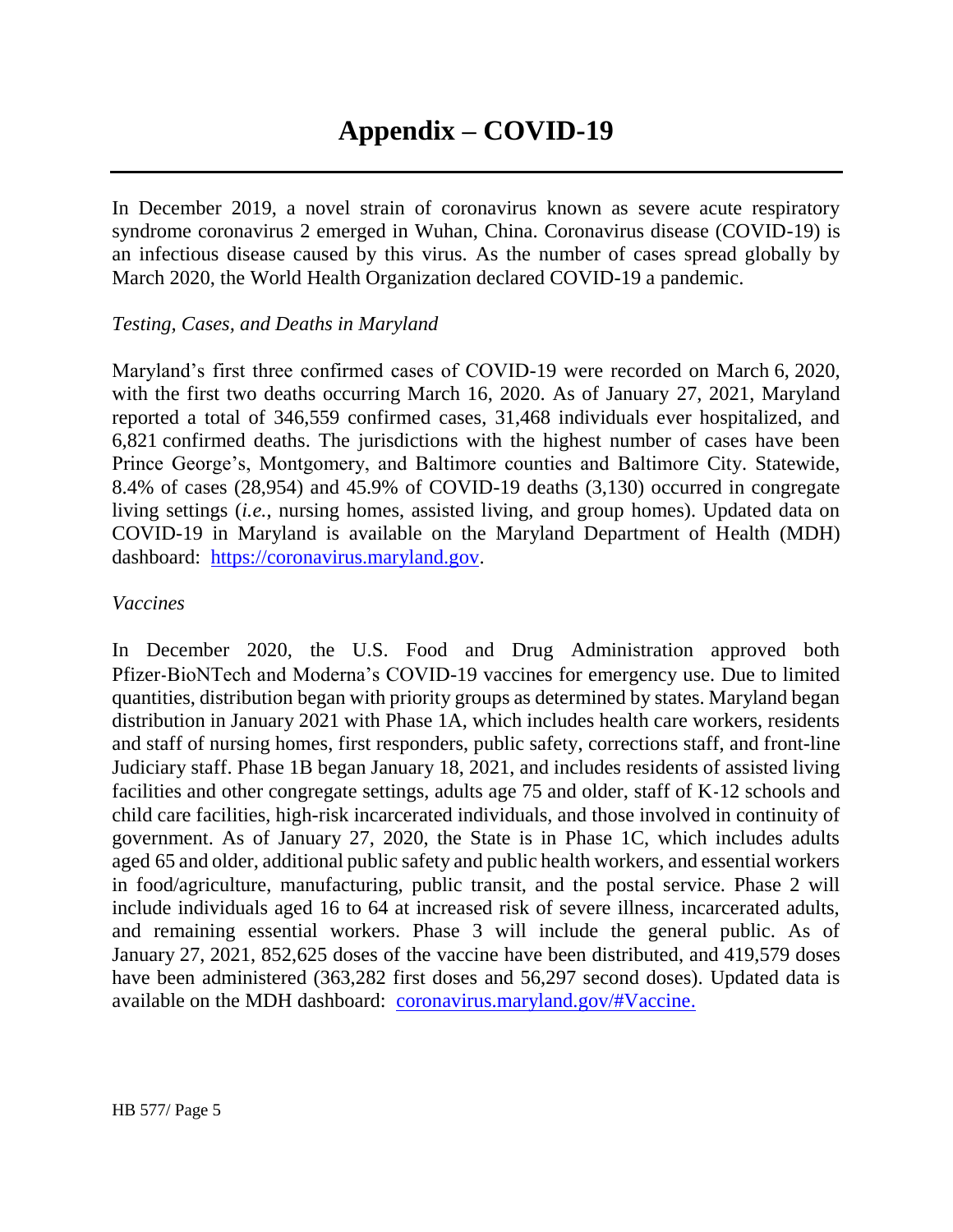# Appendix – COVID-19

In December 2019, a novel strain of coronavirus known as severe acute respiratory syndrome coronavirus 2 emerged in Wuhan, China. Coronavirus disease (COVID-19) is an infectious disease caused by this virus. As the number of cases spread globally by March 2020, the World Health Organization declared COVID-19 a pandemic.

*Testing, Cases, and Deaths in Maryland*

Maryland's first three confirmed cases of COVID-19 were recorded on March 6, 2020, with the first two deaths occurring March 16, 2020. As of January 27, 2021, Maryland reported a total of 346,559 confirmed cases, 31,468 individuals ever hospitalized, and 6,821 confirmed deaths. The jurisdictions with the highest number of cases have been Prince George's, Montgomery, and Baltimore counties and Baltimore City. Statewide, 8.4% of cases (28,954) and 45.9% of COVID-19 deaths (3,130) occurred in congregate living settings (*i.e.*, nursing homes, assisted living, and group homes). Updated data on COVID-19 in Maryland is available on the Maryland Department of Health (MDH) dashboard: [https://coronavirus.maryland.gov](https://coronavirus.maryland.gov).

*Vaccines*

In December 2020, the U.S. Food and Drug Administration approved both Pfizer-BioNTech and Moderna's COVID-19 vaccines for emergency use. Due to limited quantities, distribution began with priority groups as determined by states. Maryland began distribution in January 2021 with Phase 1A, which includes health care workers, residents and staff of nursing homes, first responders, public safety, corrections staff, and front-line Judiciary staff. Phase 1B began January 18, 2021, and includes residents of assisted living facilities and other congregate settings, adults age 75 and older, staff of K-12 schools and child care facilities, high-risk incarcerated individuals, and those involved in continuity of government. As of January 27, 2020, the State is in Phase 1C, which includes adults aged 65 and older, additional public safety and public health workers, and essential workers in food/agriculture, manufacturing, public transit, and the postal service. Phase 2 will include individuals aged 16 to 64 at increased risk of severe illness, incarcerated adults, and remaining essential workers. Phase 3 will include the general public. As of January 27, 2021, 852,625 doses of the vaccine have been distributed, and 419,579 doses have been administered (363,282 first doses and 56,297 second doses). Updated data is available on the MDH dashboard: [coronavirus.maryland.gov/#Vaccine.](https://coronavirus.maryland.gov/#Vaccine)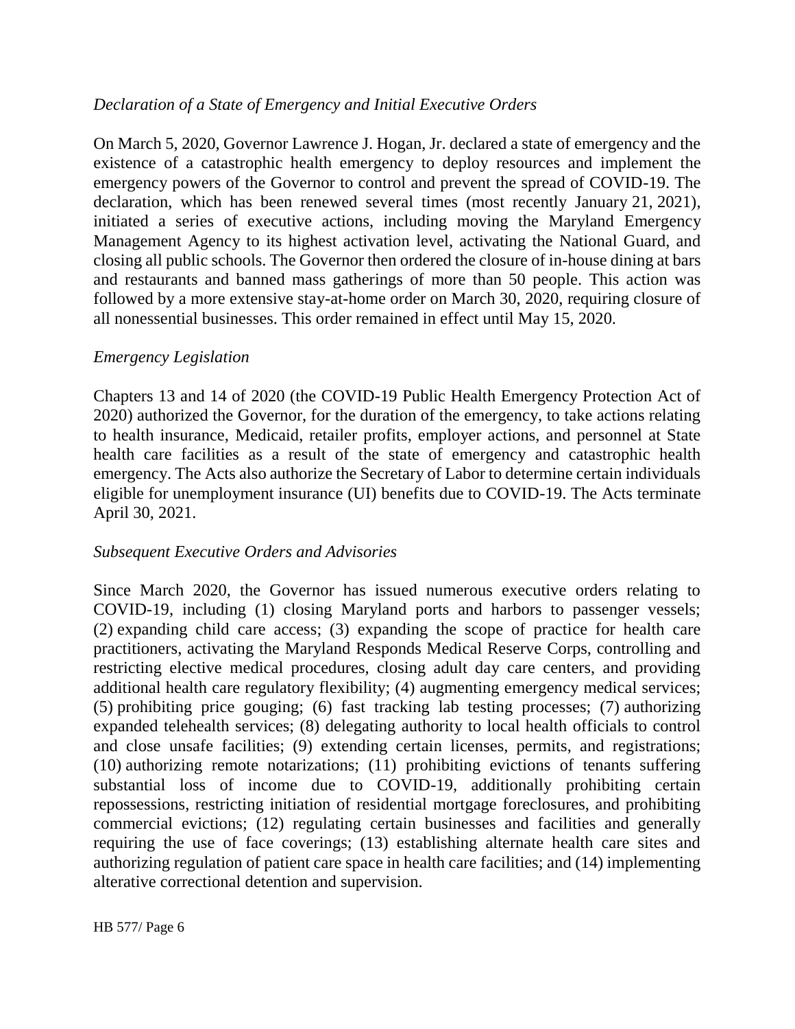*Declaration of a State of Emergency and Initial Executive Orders*

On March 5, 2020, Governor Lawrence J. Hogan, Jr. declared a state of emergency and the existence of a catastrophic health emergency to deploy resources and implement the emergency powers of the Governor to control and prevent the spread of COVID-19. The declaration, which has been renewed several times (most recently January 21, 2021), initiated a series of executive actions, including moving the Maryland Emergency Management Agency to its highest activation level, activating the National Guard, and closing all public schools. The Governor then ordered the closure of in-house dining at bars and restaurants and banned mass gatherings of more than 50 people. This action was followed by a more extensive stay-at-home order on March 30, 2020, requiring closure of all nonessential businesses. This order remained in effect until May 15, 2020.

*Emergency Legislation*

Chapters 13 and 14 of 2020 (the COVID-19 Public Health Emergency Protection Act of 2020) authorized the Governor, for the duration of the emergency, to take actions relating to health insurance, Medicaid, retailer profits, employer actions, and personnel at State health care facilities as a result of the state of emergency and catastrophic health emergency. The Acts also authorize the Secretary of Labor to determine certain individuals eligible for unemployment insurance (UI) benefits due to COVID-19. The Acts terminate April 30, 2021.

*Subsequent Executive Orders and Advisories*

Since March 2020, the Governor has issued numerous executive orders relating to COVID-19, including (1) closing Maryland ports and harbors to passenger vessels; (2) expanding child care access; (3) expanding the scope of practice for health care practitioners, activating the Maryland Responds Medical Reserve Corps, controlling and restricting elective medical procedures, closing adult day care centers, and providing additional health care regulatory flexibility; (4) augmenting emergency medical services; (5) prohibiting price gouging; (6) fast tracking lab testing processes; (7) authorizing expanded telehealth services; (8) delegating authority to local health officials to control and close unsafe facilities; (9) extending certain licenses, permits, and registrations; (10) authorizing remote notarizations; (11) prohibiting evictions of tenants suffering substantial loss of income due to COVID-19, additionally prohibiting certain repossessions, restricting initiation of residential mortgage foreclosures, and prohibiting commercial evictions; (12) regulating certain businesses and facilities and generally requiring the use of face coverings; (13) establishing alternate health care sites and authorizing regulation of patient care space in health care facilities; and (14) implementing alterative correctional detention and supervision.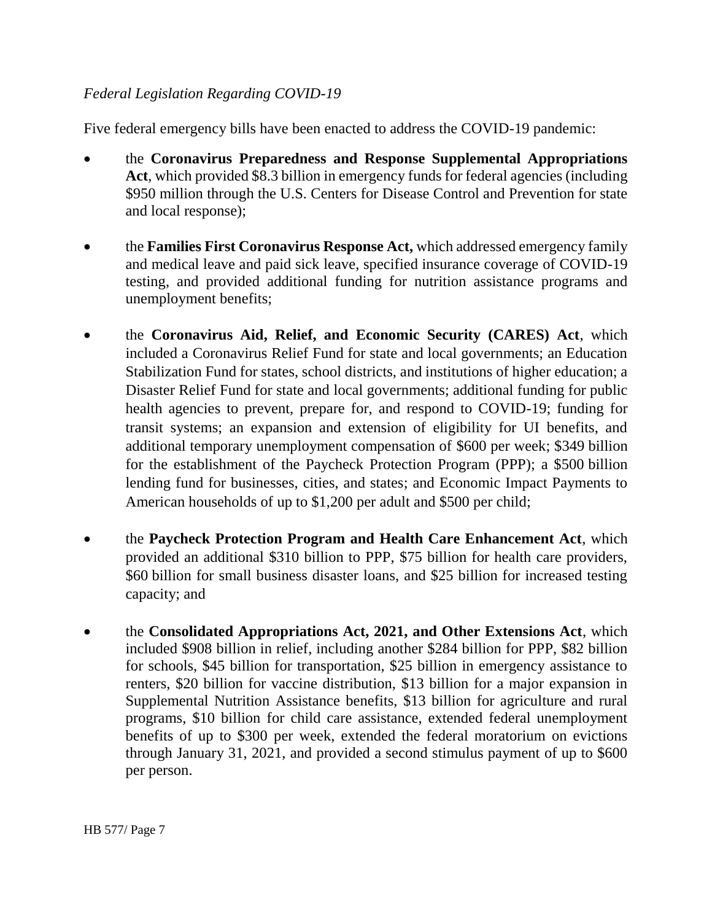*Federal Legislation Regarding COVID-19*

Five federal emergency bills have been enacted to address the COVID-19 pandemic:

- the **Coronavirus Preparedness and Response Supplemental Appropriations Act**, which provided $8.3 billion in emergency funds for federal agencies (including $950 million through the U.S. Centers for Disease Control and Prevention for state and local response);
- the **Families First Coronavirus Response Act,** which addressed emergency family and medical leave and paid sick leave, specified insurance coverage of COVID-19 testing, and provided additional funding for nutrition assistance programs and unemployment benefits;
- the **Coronavirus Aid, Relief, and Economic Security (CARES) Act**, which included a Coronavirus Relief Fund for state and local governments; an Education Stabilization Fund for states, school districts, and institutions of higher education; a Disaster Relief Fund for state and local governments; additional funding for public health agencies to prevent, prepare for, and respond to COVID-19; funding for transit systems; an expansion and extension of eligibility for UI benefits, and additional temporary unemployment compensation of $600 per week; $349 billion for the establishment of the Paycheck Protection Program (PPP); a $500 billion lending fund for businesses, cities, and states; and Economic Impact Payments to American households of up to $1,200 per adult and $500 per child;
- the **Paycheck Protection Program and Health Care Enhancement Act**, which provided an additional $310 billion to PPP, $75 billion for health care providers, $60 billion for small business disaster loans, and $25 billion for increased testing capacity; and
- the **Consolidated Appropriations Act, 2021, and Other Extensions Act**, which included $908 billion in relief, including another $284 billion for PPP, $82 billion for schools, $45 billion for transportation, $25 billion in emergency assistance to renters, $20 billion for vaccine distribution, $13 billion for a major expansion in Supplemental Nutrition Assistance benefits, $13 billion for agriculture and rural programs, $10 billion for child care assistance, extended federal unemployment benefits of up to $300 per week, extended the federal moratorium on evictions through January 31, 2021, and provided a second stimulus payment of up to $600 per person.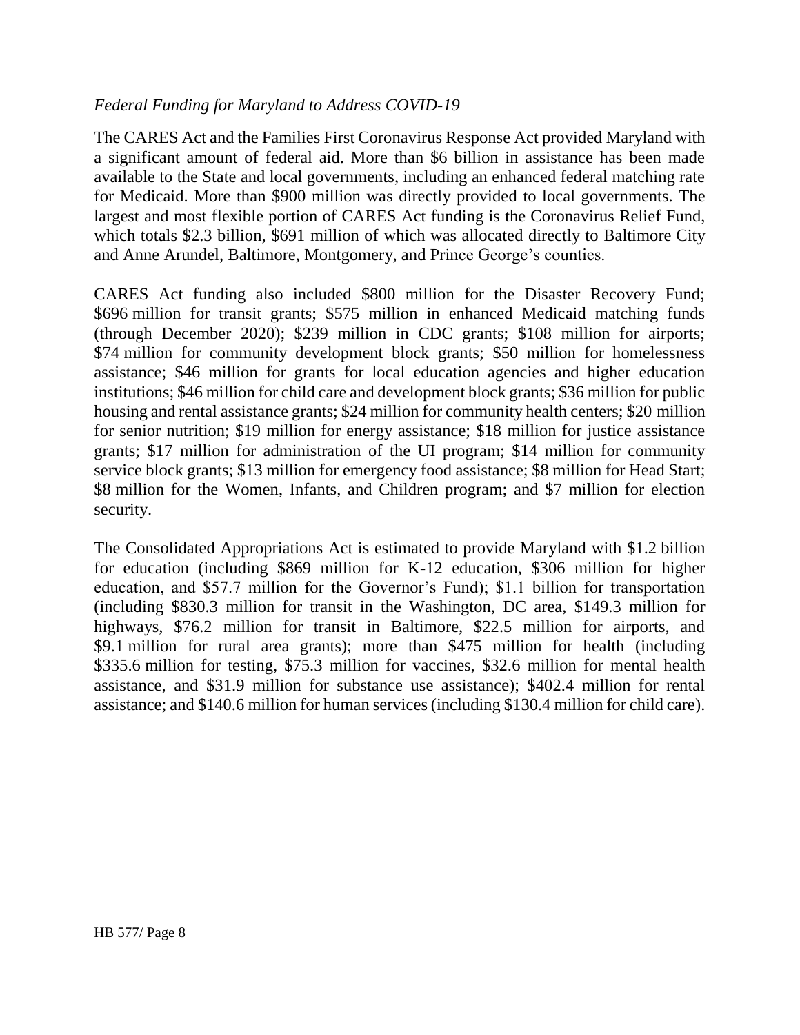*Federal Funding for Maryland to Address COVID-19*

The CARES Act and the Families First Coronavirus Response Act provided Maryland with a significant amount of federal aid. More than $6 billion in assistance has been made available to the State and local governments, including an enhanced federal matching rate for Medicaid. More than $900 million was directly provided to local governments. The largest and most flexible portion of CARES Act funding is the Coronavirus Relief Fund, which totals $2.3 billion, $691 million of which was allocated directly to Baltimore City and Anne Arundel, Baltimore, Montgomery, and Prince George's counties.

CARES Act funding also included $800 million for the Disaster Recovery Fund; $696 million for transit grants; $575 million in enhanced Medicaid matching funds (through December 2020); $239 million in CDC grants; $108 million for airports; $74 million for community development block grants; $50 million for homelessness assistance; $46 million for grants for local education agencies and higher education institutions; $46 million for child care and development block grants; $36 million for public housing and rental assistance grants; $24 million for community health centers; $20 million for senior nutrition; $19 million for energy assistance; $18 million for justice assistance grants; $17 million for administration of the UI program; $14 million for community service block grants; $13 million for emergency food assistance; $8 million for Head Start; $8 million for the Women, Infants, and Children program; and $7 million for election security.

The Consolidated Appropriations Act is estimated to provide Maryland with $1.2 billion for education (including $869 million for K-12 education, $306 million for higher education, and $57.7 million for the Governor's Fund); $1.1 billion for transportation (including $830.3 million for transit in the Washington, DC area, $149.3 million for highways, $76.2 million for transit in Baltimore, $22.5 million for airports, and $9.1 million for rural area grants); more than $475 million for health (including $335.6 million for testing, $75.3 million for vaccines, $32.6 million for mental health assistance, and $31.9 million for substance use assistance); $402.4 million for rental assistance; and $140.6 million for human services (including $130.4 million for child care).